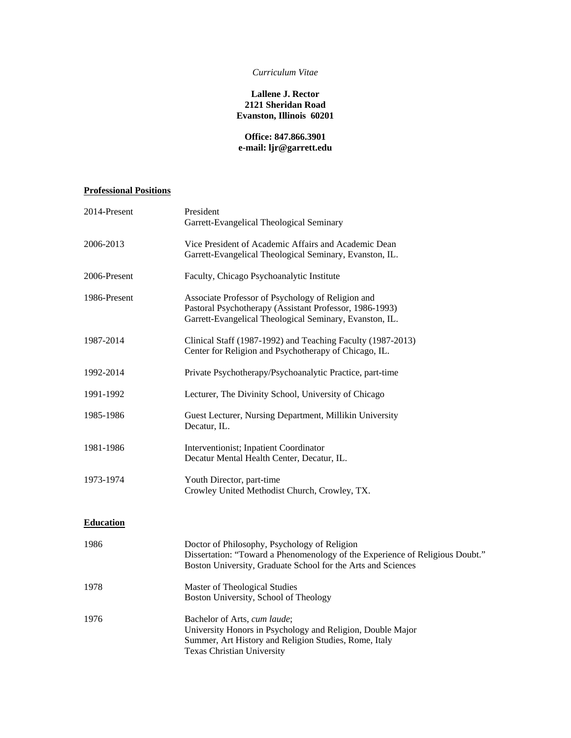*Curriculum Vitae*

**Lallene J. Rector**
**2121 Sheridan Road**
**Evanston, Illinois 60201**

**Office: 847.866.3901**
**e-mail: ljr@garrett.edu**

## Professional Positions

| | |
|---|---|
| 2014-Present | President<br>Garrett-Evangelical Theological Seminary |
| 2006-2013 | Vice President of Academic Affairs and Academic Dean<br>Garrett-Evangelical Theological Seminary, Evanston, IL. |
| 2006-Present | Faculty, Chicago Psychoanalytic Institute |
| 1986-Present | Associate Professor of Psychology of Religion and<br>Pastoral Psychotherapy (Assistant Professor, 1986-1993)<br>Garrett-Evangelical Theological Seminary, Evanston, IL. |
| 1987-2014 | Clinical Staff (1987-1992) and Teaching Faculty (1987-2013)<br>Center for Religion and Psychotherapy of Chicago, IL. |
| 1992-2014 | Private Psychotherapy/Psychoanalytic Practice, part-time |
| 1991-1992 | Lecturer, The Divinity School, University of Chicago |
| 1985-1986 | Guest Lecturer, Nursing Department, Millikin University<br>Decatur, IL. |
| 1981-1986 | Interventionist; Inpatient Coordinator<br>Decatur Mental Health Center, Decatur, IL. |
| 1973-1974 | Youth Director, part-time<br>Crowley United Methodist Church, Crowley, TX. |

## Education

| | |
|---|---|
| 1986 | Doctor of Philosophy, Psychology of Religion<br>Dissertation: "Toward a Phenomenology of the Experience of Religious Doubt."<br>Boston University, Graduate School for the Arts and Sciences |
| 1978 | Master of Theological Studies<br>Boston University, School of Theology |
| 1976 | Bachelor of Arts, *cum laude*;<br>University Honors in Psychology and Religion, Double Major<br>Summer, Art History and Religion Studies, Rome, Italy<br>Texas Christian University |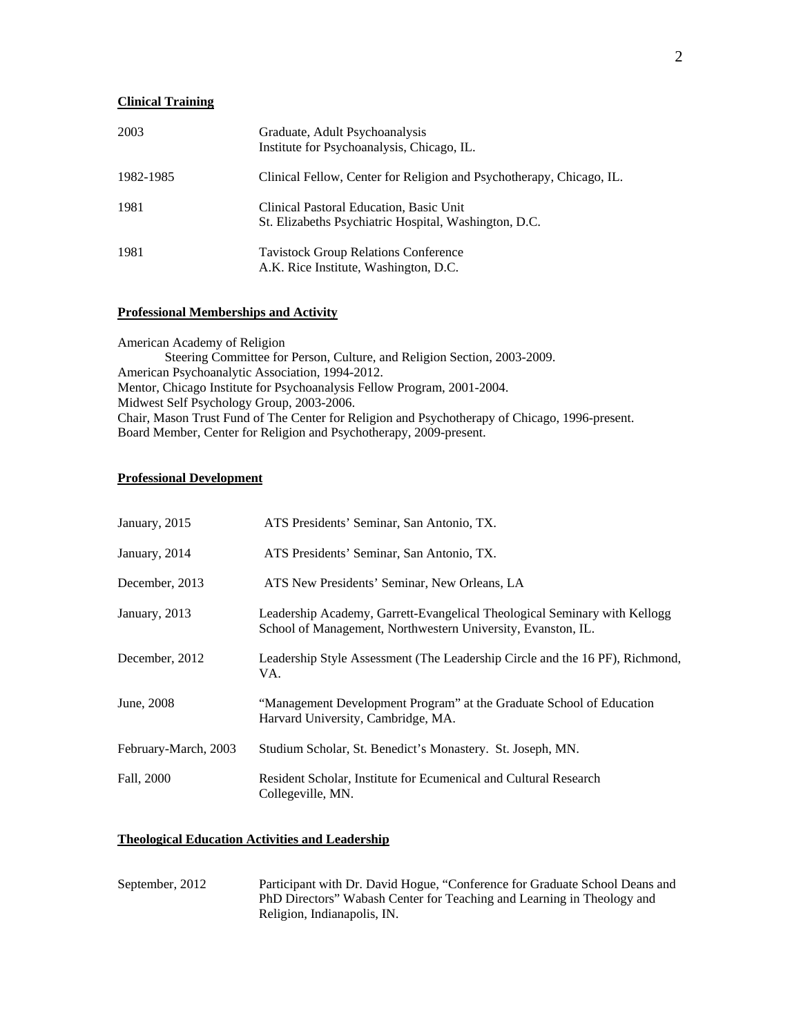## Clinical Training

| | |
|---|---|
| 2003 | Graduate, Adult Psychoanalysis<br>Institute for Psychoanalysis, Chicago, IL. |
| 1982-1985 | Clinical Fellow, Center for Religion and Psychotherapy, Chicago, IL. |
| 1981 | Clinical Pastoral Education, Basic Unit<br>St. Elizabeths Psychiatric Hospital, Washington, D.C. |
| 1981 | Tavistock Group Relations Conference<br>A.K. Rice Institute, Washington, D.C. |

## Professional Memberships and Activity

American Academy of Religion
    Steering Committee for Person, Culture, and Religion Section, 2003-2009.
American Psychoanalytic Association, 1994-2012.
Mentor, Chicago Institute for Psychoanalysis Fellow Program, 2001-2004.
Midwest Self Psychology Group, 2003-2006.
Chair, Mason Trust Fund of The Center for Religion and Psychotherapy of Chicago, 1996-present.
Board Member, Center for Religion and Psychotherapy, 2009-present.

## Professional Development

| | |
|---|---|
| January, 2015 | ATS Presidents' Seminar, San Antonio, TX. |
| January, 2014 | ATS Presidents' Seminar, San Antonio, TX. |
| December, 2013 | ATS New Presidents' Seminar, New Orleans, LA |
| January, 2013 | Leadership Academy, Garrett-Evangelical Theological Seminary with Kellogg School of Management, Northwestern University, Evanston, IL. |
| December, 2012 | Leadership Style Assessment (The Leadership Circle and the 16 PF), Richmond, VA. |
| June, 2008 | "Management Development Program" at the Graduate School of Education Harvard University, Cambridge, MA. |
| February-March, 2003 | Studium Scholar, St. Benedict's Monastery. St. Joseph, MN. |
| Fall, 2000 | Resident Scholar, Institute for Ecumenical and Cultural Research Collegeville, MN. |

## Theological Education Activities and Leadership

| | |
|---|---|
| September, 2012 | Participant with Dr. David Hogue, "Conference for Graduate School Deans and PhD Directors" Wabash Center for Teaching and Learning in Theology and Religion, Indianapolis, IN. |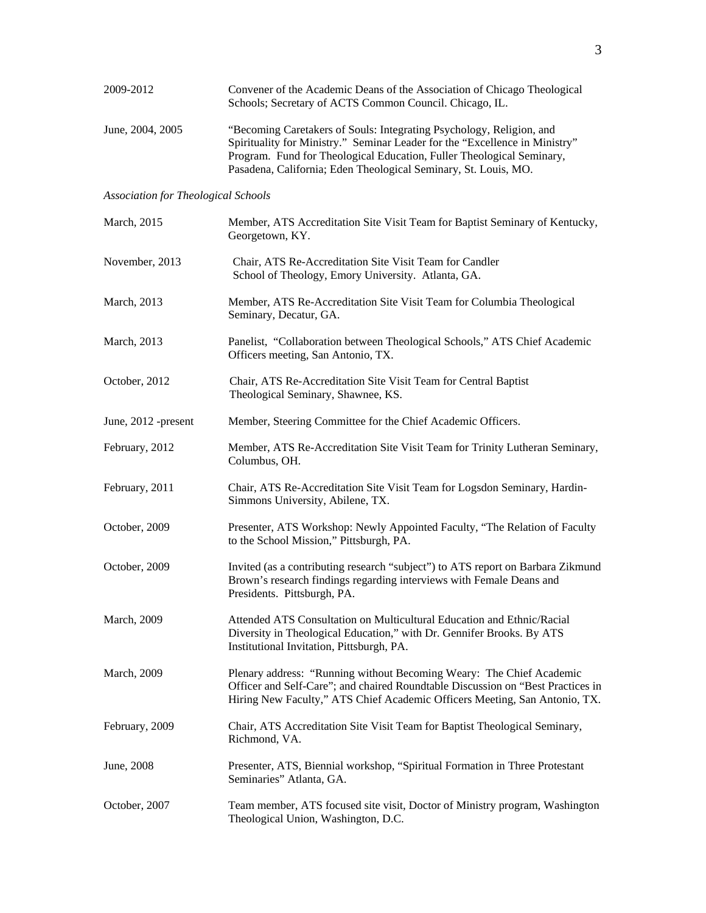2009-2012 Convener of the Academic Deans of the Association of Chicago Theological Schools; Secretary of ACTS Common Council. Chicago, IL.

June, 2004, 2005 "Becoming Caretakers of Souls: Integrating Psychology, Religion, and Spirituality for Ministry." Seminar Leader for the "Excellence in Ministry" Program. Fund for Theological Education, Fuller Theological Seminary, Pasadena, California; Eden Theological Seminary, St. Louis, MO.

*Association for Theological Schools*

March, 2015 Member, ATS Accreditation Site Visit Team for Baptist Seminary of Kentucky, Georgetown, KY.

November, 2013 Chair, ATS Re-Accreditation Site Visit Team for Candler School of Theology, Emory University. Atlanta, GA.

March, 2013 Member, ATS Re-Accreditation Site Visit Team for Columbia Theological Seminary, Decatur, GA.

March, 2013 Panelist, "Collaboration between Theological Schools," ATS Chief Academic Officers meeting, San Antonio, TX.

October, 2012 Chair, ATS Re-Accreditation Site Visit Team for Central Baptist Theological Seminary, Shawnee, KS.

June, 2012 -present Member, Steering Committee for the Chief Academic Officers.

February, 2012 Member, ATS Re-Accreditation Site Visit Team for Trinity Lutheran Seminary, Columbus, OH.

February, 2011 Chair, ATS Re-Accreditation Site Visit Team for Logsdon Seminary, Hardin-Simmons University, Abilene, TX.

October, 2009 Presenter, ATS Workshop: Newly Appointed Faculty, "The Relation of Faculty to the School Mission," Pittsburgh, PA.

October, 2009 Invited (as a contributing research "subject") to ATS report on Barbara Zikmund Brown's research findings regarding interviews with Female Deans and Presidents. Pittsburgh, PA.

March, 2009 Attended ATS Consultation on Multicultural Education and Ethnic/Racial Diversity in Theological Education," with Dr. Gennifer Brooks. By ATS Institutional Invitation, Pittsburgh, PA.

March, 2009 Plenary address: "Running without Becoming Weary: The Chief Academic Officer and Self-Care"; and chaired Roundtable Discussion on "Best Practices in Hiring New Faculty," ATS Chief Academic Officers Meeting, San Antonio, TX.

February, 2009 Chair, ATS Accreditation Site Visit Team for Baptist Theological Seminary, Richmond, VA.

June, 2008 Presenter, ATS, Biennial workshop, "Spiritual Formation in Three Protestant Seminaries" Atlanta, GA.

October, 2007 Team member, ATS focused site visit, Doctor of Ministry program, Washington Theological Union, Washington, D.C.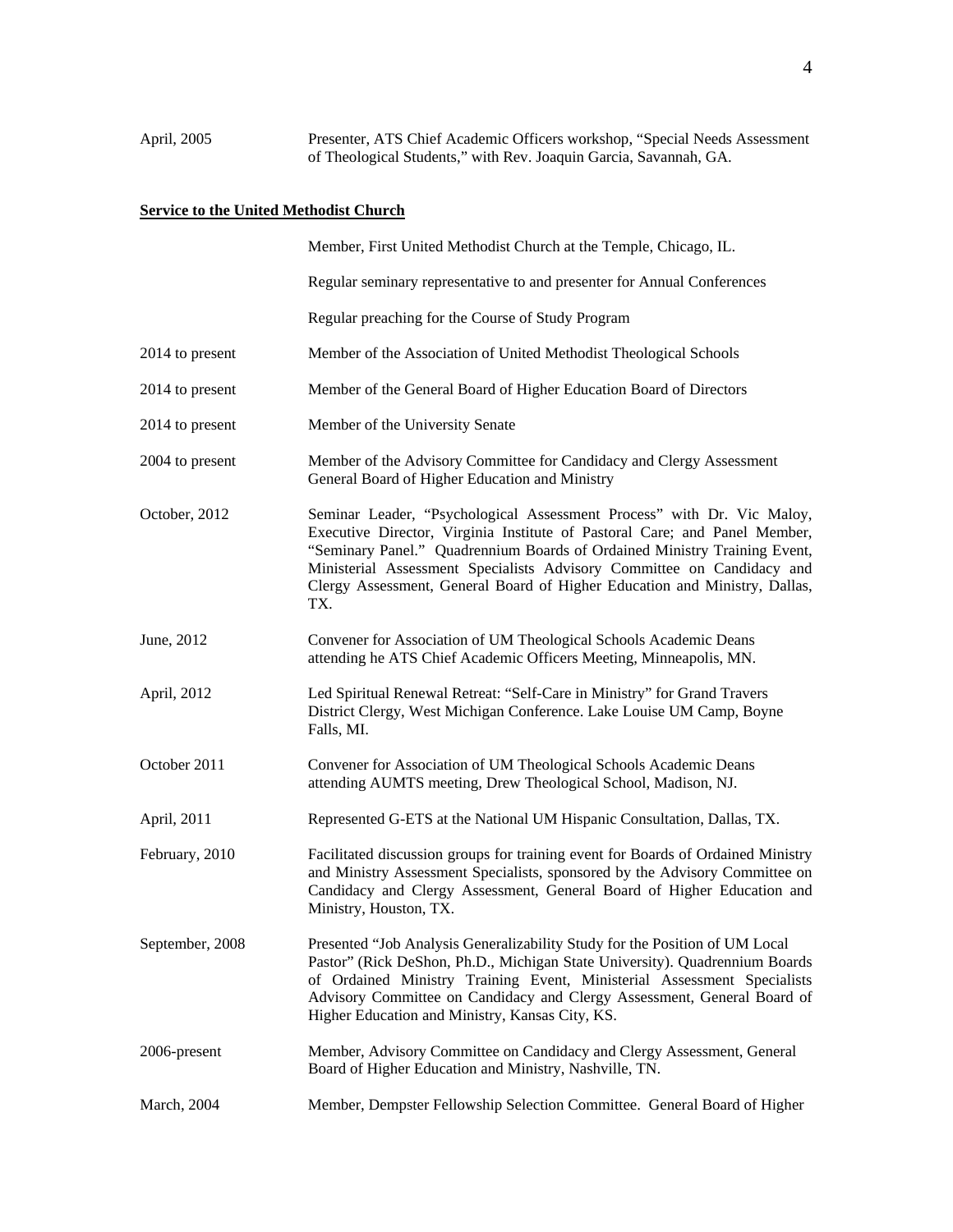April, 2005 Presenter, ATS Chief Academic Officers workshop, "Special Needs Assessment of Theological Students," with Rev. Joaquin Garcia, Savannah, GA.

**Service to the United Methodist Church**

Member, First United Methodist Church at the Temple, Chicago, IL.

Regular seminary representative to and presenter for Annual Conferences

Regular preaching for the Course of Study Program

2014 to present Member of the Association of United Methodist Theological Schools

2014 to present Member of the General Board of Higher Education Board of Directors

2014 to present Member of the University Senate

2004 to present Member of the Advisory Committee for Candidacy and Clergy Assessment General Board of Higher Education and Ministry

October, 2012 Seminar Leader, "Psychological Assessment Process" with Dr. Vic Maloy, Executive Director, Virginia Institute of Pastoral Care; and Panel Member, "Seminary Panel." Quadrennium Boards of Ordained Ministry Training Event, Ministerial Assessment Specialists Advisory Committee on Candidacy and Clergy Assessment, General Board of Higher Education and Ministry, Dallas, TX.

June, 2012 Convener for Association of UM Theological Schools Academic Deans attending he ATS Chief Academic Officers Meeting, Minneapolis, MN.

April, 2012 Led Spiritual Renewal Retreat: "Self-Care in Ministry" for Grand Travers District Clergy, West Michigan Conference. Lake Louise UM Camp, Boyne Falls, MI.

October 2011 Convener for Association of UM Theological Schools Academic Deans attending AUMTS meeting, Drew Theological School, Madison, NJ.

April, 2011 Represented G-ETS at the National UM Hispanic Consultation, Dallas, TX.

February, 2010 Facilitated discussion groups for training event for Boards of Ordained Ministry and Ministry Assessment Specialists, sponsored by the Advisory Committee on Candidacy and Clergy Assessment, General Board of Higher Education and Ministry, Houston, TX.

September, 2008 Presented "Job Analysis Generalizability Study for the Position of UM Local Pastor" (Rick DeShon, Ph.D., Michigan State University). Quadrennium Boards of Ordained Ministry Training Event, Ministerial Assessment Specialists Advisory Committee on Candidacy and Clergy Assessment, General Board of Higher Education and Ministry, Kansas City, KS.

2006-present Member, Advisory Committee on Candidacy and Clergy Assessment, General Board of Higher Education and Ministry, Nashville, TN.

March, 2004 Member, Dempster Fellowship Selection Committee. General Board of Higher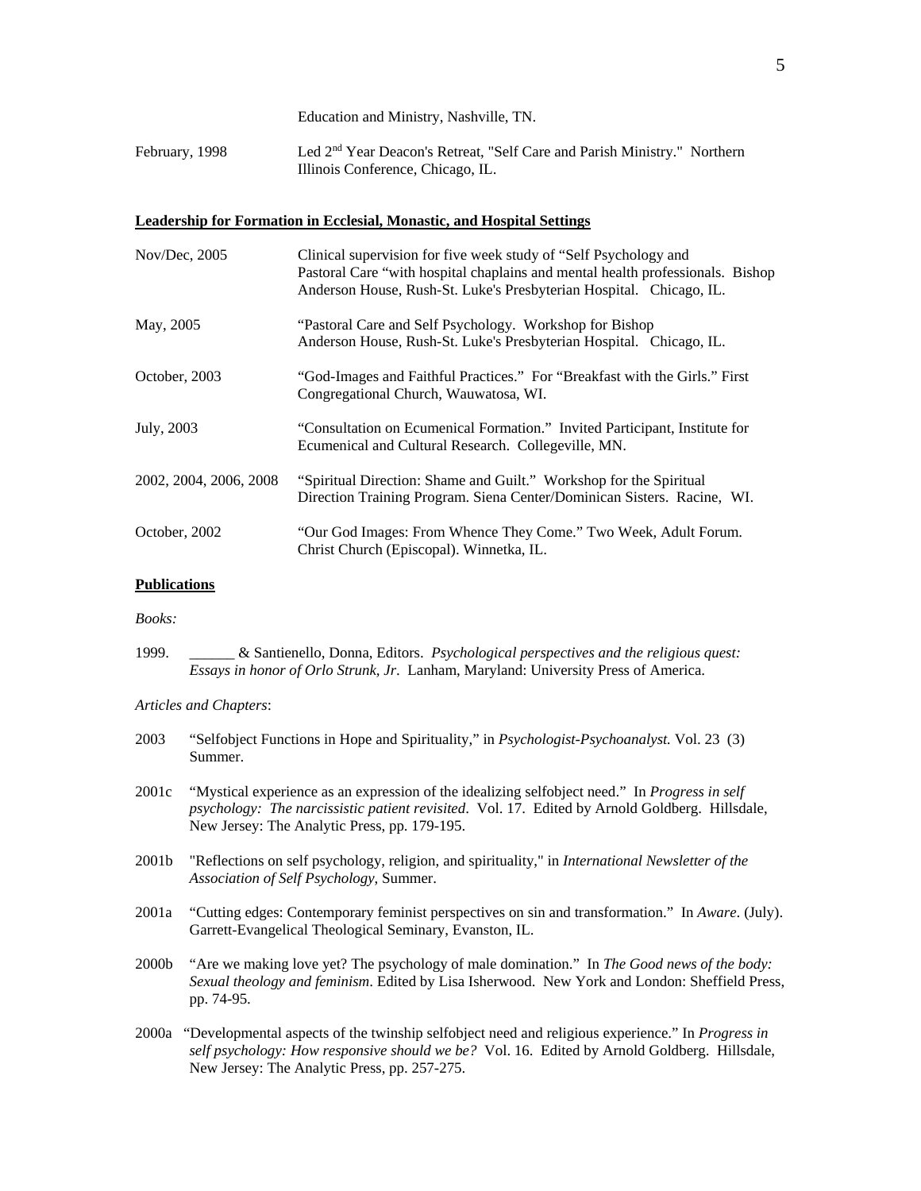Education and Ministry, Nashville, TN.

February, 1998 — Led 2nd Year Deacon's Retreat, "Self Care and Parish Ministry." Northern Illinois Conference, Chicago, IL.

**Leadership for Formation in Ecclesial, Monastic, and Hospital Settings**

Nov/Dec, 2005 — Clinical supervision for five week study of "Self Psychology and Pastoral Care "with hospital chaplains and mental health professionals. Bishop Anderson House, Rush-St. Luke's Presbyterian Hospital. Chicago, IL.

May, 2005 — "Pastoral Care and Self Psychology. Workshop for Bishop Anderson House, Rush-St. Luke's Presbyterian Hospital. Chicago, IL.

October, 2003 — "God-Images and Faithful Practices." For "Breakfast with the Girls." First Congregational Church, Wauwatosa, WI.

July, 2003 — "Consultation on Ecumenical Formation." Invited Participant, Institute for Ecumenical and Cultural Research. Collegeville, MN.

2002, 2004, 2006, 2008 — "Spiritual Direction: Shame and Guilt." Workshop for the Spiritual Direction Training Program. Siena Center/Dominican Sisters. Racine, WI.

October, 2002 — "Our God Images: From Whence They Come." Two Week, Adult Forum. Christ Church (Episcopal). Winnetka, IL.

**Publications**

*Books:*

1999. ______ & Santienello, Donna, Editors. *Psychological perspectives and the religious quest: Essays in honor of Orlo Strunk, Jr.* Lanham, Maryland: University Press of America.

*Articles and Chapters*:

2003 "Selfobject Functions in Hope and Spirituality," in *Psychologist-Psychoanalyst.* Vol. 23 (3) Summer.

2001c "Mystical experience as an expression of the idealizing selfobject need." In *Progress in self psychology: The narcissistic patient revisited*. Vol. 17. Edited by Arnold Goldberg. Hillsdale, New Jersey: The Analytic Press, pp. 179-195.

2001b "Reflections on self psychology, religion, and spirituality," in *International Newsletter of the Association of Self Psychology*, Summer.

2001a "Cutting edges: Contemporary feminist perspectives on sin and transformation." In *Aware*. (July). Garrett-Evangelical Theological Seminary, Evanston, IL.

2000b "Are we making love yet? The psychology of male domination." In *The Good news of the body: Sexual theology and feminism*. Edited by Lisa Isherwood. New York and London: Sheffield Press, pp. 74-95.

2000a "Developmental aspects of the twinship selfobject need and religious experience." In *Progress in self psychology: How responsive should we be?* Vol. 16. Edited by Arnold Goldberg. Hillsdale, New Jersey: The Analytic Press, pp. 257-275.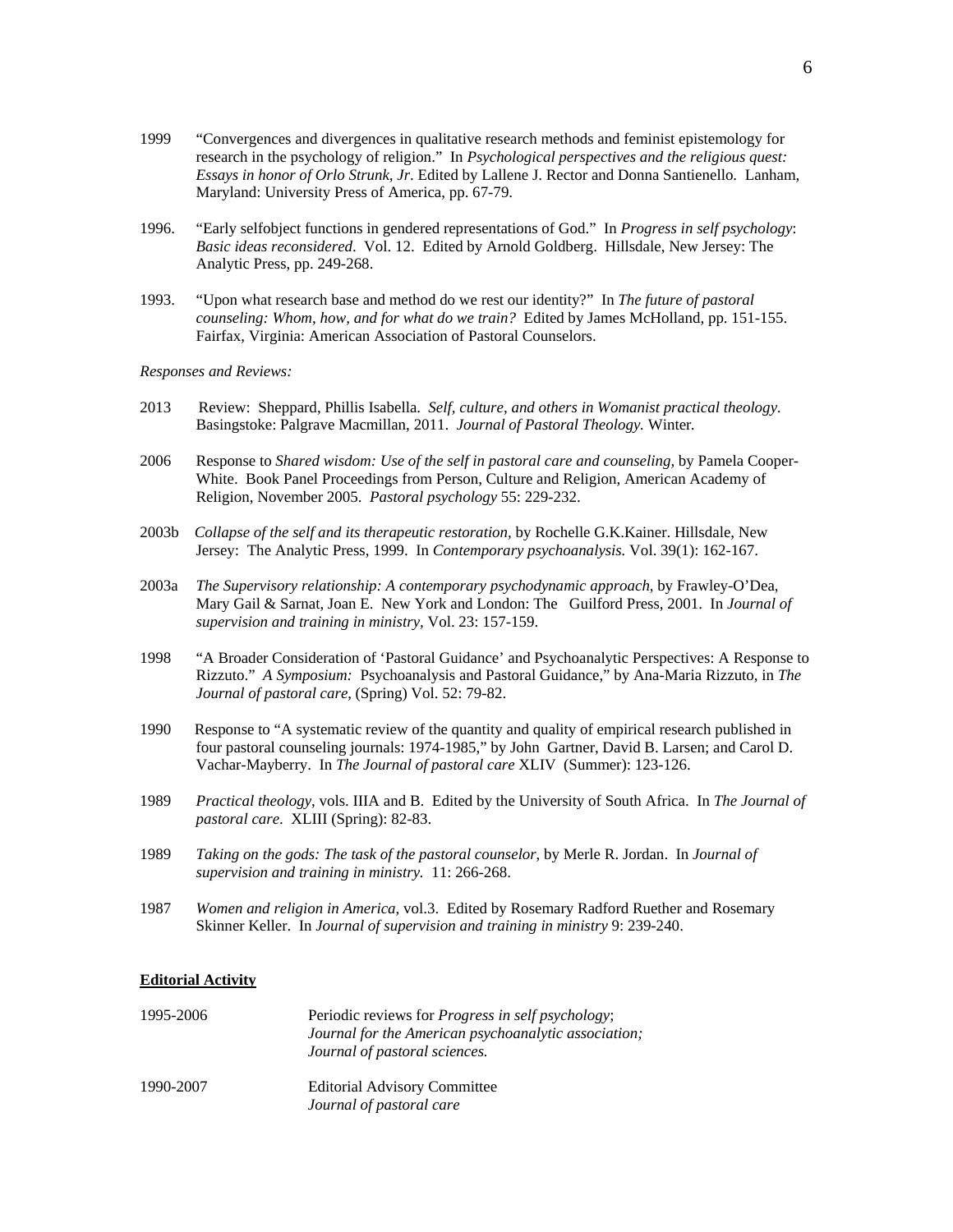1999 "Convergences and divergences in qualitative research methods and feminist epistemology for research in the psychology of religion." In *Psychological perspectives and the religious quest: Essays in honor of Orlo Strunk, Jr*. Edited by Lallene J. Rector and Donna Santienello. Lanham, Maryland: University Press of America, pp. 67-79.

1996. "Early selfobject functions in gendered representations of God." In *Progress in self psychology*: *Basic ideas reconsidered*. Vol. 12. Edited by Arnold Goldberg. Hillsdale, New Jersey: The Analytic Press, pp. 249-268.

1993. "Upon what research base and method do we rest our identity?" In *The future of pastoral counseling: Whom, how, and for what do we train?* Edited by James McHolland, pp. 151-155. Fairfax, Virginia: American Association of Pastoral Counselors.

*Responses and Reviews:*

2013 Review: Sheppard, Phillis Isabella. *Self, culture, and others in Womanist practical theology*. Basingstoke: Palgrave Macmillan, 2011. *Journal of Pastoral Theology.* Winter.

2006 Response to *Shared wisdom: Use of the self in pastoral care and counseling,* by Pamela Cooper-White. Book Panel Proceedings from Person, Culture and Religion, American Academy of Religion, November 2005. *Pastoral psychology* 55: 229-232.

2003b *Collapse of the self and its therapeutic restoration,* by Rochelle G.K.Kainer. Hillsdale, New Jersey: The Analytic Press, 1999. In *Contemporary psychoanalysis.* Vol. 39(1): 162-167.

2003a *The Supervisory relationship: A contemporary psychodynamic approach*, by Frawley-O'Dea, Mary Gail & Sarnat, Joan E. New York and London: The Guilford Press, 2001. In *Journal of supervision and training in ministry,* Vol. 23: 157-159.

1998 "A Broader Consideration of 'Pastoral Guidance' and Psychoanalytic Perspectives: A Response to Rizzuto." *A Symposium:* Psychoanalysis and Pastoral Guidance," by Ana-Maria Rizzuto, in *The Journal of pastoral care*, (Spring) Vol. 52: 79-82.

1990 Response to "A systematic review of the quantity and quality of empirical research published in four pastoral counseling journals: 1974-1985," by John Gartner, David B. Larsen; and Carol D. Vachar-Mayberry. In *The Journal of pastoral care* XLIV (Summer): 123-126.

1989 *Practical theology*, vols. IIIA and B. Edited by the University of South Africa. In *The Journal of pastoral care*. XLIII (Spring): 82-83.

1989 *Taking on the gods: The task of the pastoral counselor*, by Merle R. Jordan. In *Journal of supervision and training in ministry.* 11: 266-268.

1987 *Women and religion in America*, vol.3. Edited by Rosemary Radford Ruether and Rosemary Skinner Keller. In *Journal of supervision and training in ministry* 9: 239-240.

**Editorial Activity**

1995-2006 Periodic reviews for *Progress in self psychology*; *Journal for the American psychoanalytic association; Journal of pastoral sciences.*

1990-2007 Editorial Advisory Committee *Journal of pastoral care*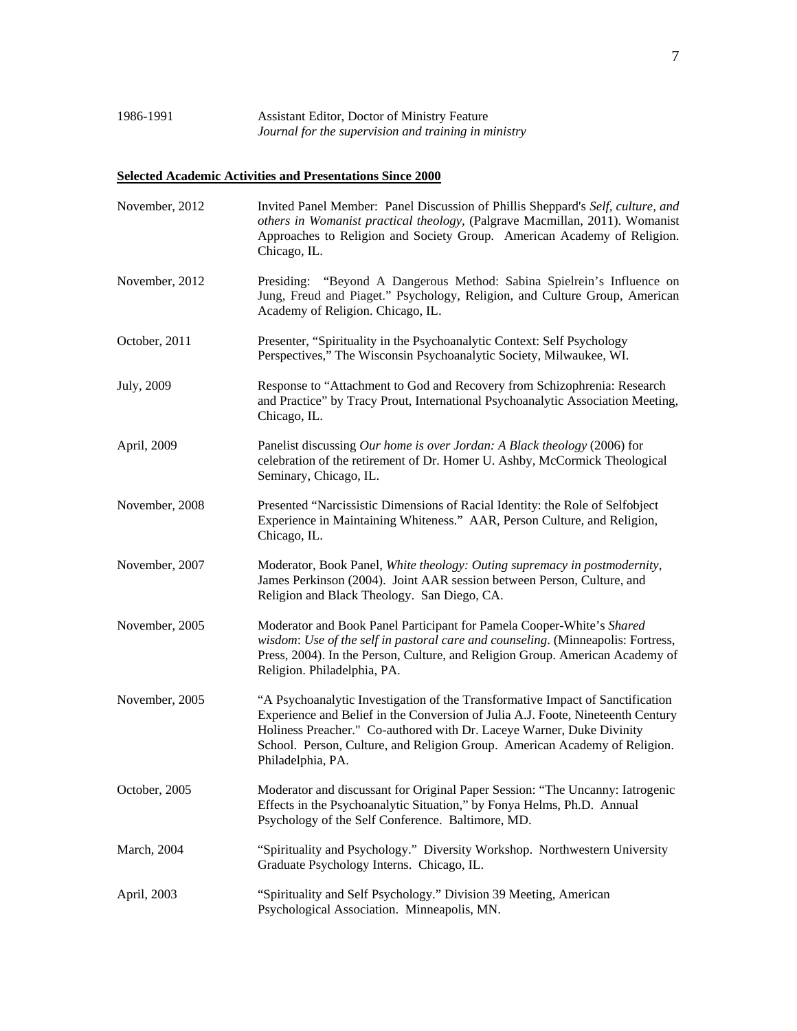1986-1991 Assistant Editor, Doctor of Ministry Feature
*Journal for the supervision and training in ministry*

**Selected Academic Activities and Presentations Since 2000**

November, 2012 Invited Panel Member: Panel Discussion of Phillis Sheppard's *Self, culture, and others in Womanist practical theology*, (Palgrave Macmillan, 2011). Womanist Approaches to Religion and Society Group. American Academy of Religion. Chicago, IL.

November, 2012 Presiding: "Beyond A Dangerous Method: Sabina Spielrein's Influence on Jung, Freud and Piaget." Psychology, Religion, and Culture Group, American Academy of Religion. Chicago, IL.

October, 2011 Presenter, "Spirituality in the Psychoanalytic Context: Self Psychology Perspectives," The Wisconsin Psychoanalytic Society, Milwaukee, WI.

July, 2009 Response to "Attachment to God and Recovery from Schizophrenia: Research and Practice" by Tracy Prout, International Psychoanalytic Association Meeting, Chicago, IL.

April, 2009 Panelist discussing *Our home is over Jordan: A Black theology* (2006) for celebration of the retirement of Dr. Homer U. Ashby, McCormick Theological Seminary, Chicago, IL.

November, 2008 Presented "Narcissistic Dimensions of Racial Identity: the Role of Selfobject Experience in Maintaining Whiteness." AAR, Person Culture, and Religion, Chicago, IL.

November, 2007 Moderator, Book Panel, *White theology: Outing supremacy in postmodernity*, James Perkinson (2004). Joint AAR session between Person, Culture, and Religion and Black Theology. San Diego, CA.

November, 2005 Moderator and Book Panel Participant for Pamela Cooper-White's *Shared wisdom*: *Use of the self in pastoral care and counseling*. (Minneapolis: Fortress, Press, 2004). In the Person, Culture, and Religion Group. American Academy of Religion. Philadelphia, PA.

November, 2005 "A Psychoanalytic Investigation of the Transformative Impact of Sanctification Experience and Belief in the Conversion of Julia A.J. Foote, Nineteenth Century Holiness Preacher." Co-authored with Dr. Laceye Warner, Duke Divinity School. Person, Culture, and Religion Group. American Academy of Religion. Philadelphia, PA.

October, 2005 Moderator and discussant for Original Paper Session: "The Uncanny: Iatrogenic Effects in the Psychoanalytic Situation," by Fonya Helms, Ph.D. Annual Psychology of the Self Conference. Baltimore, MD.

March, 2004 "Spirituality and Psychology." Diversity Workshop. Northwestern University Graduate Psychology Interns. Chicago, IL.

April, 2003 "Spirituality and Self Psychology." Division 39 Meeting, American Psychological Association. Minneapolis, MN.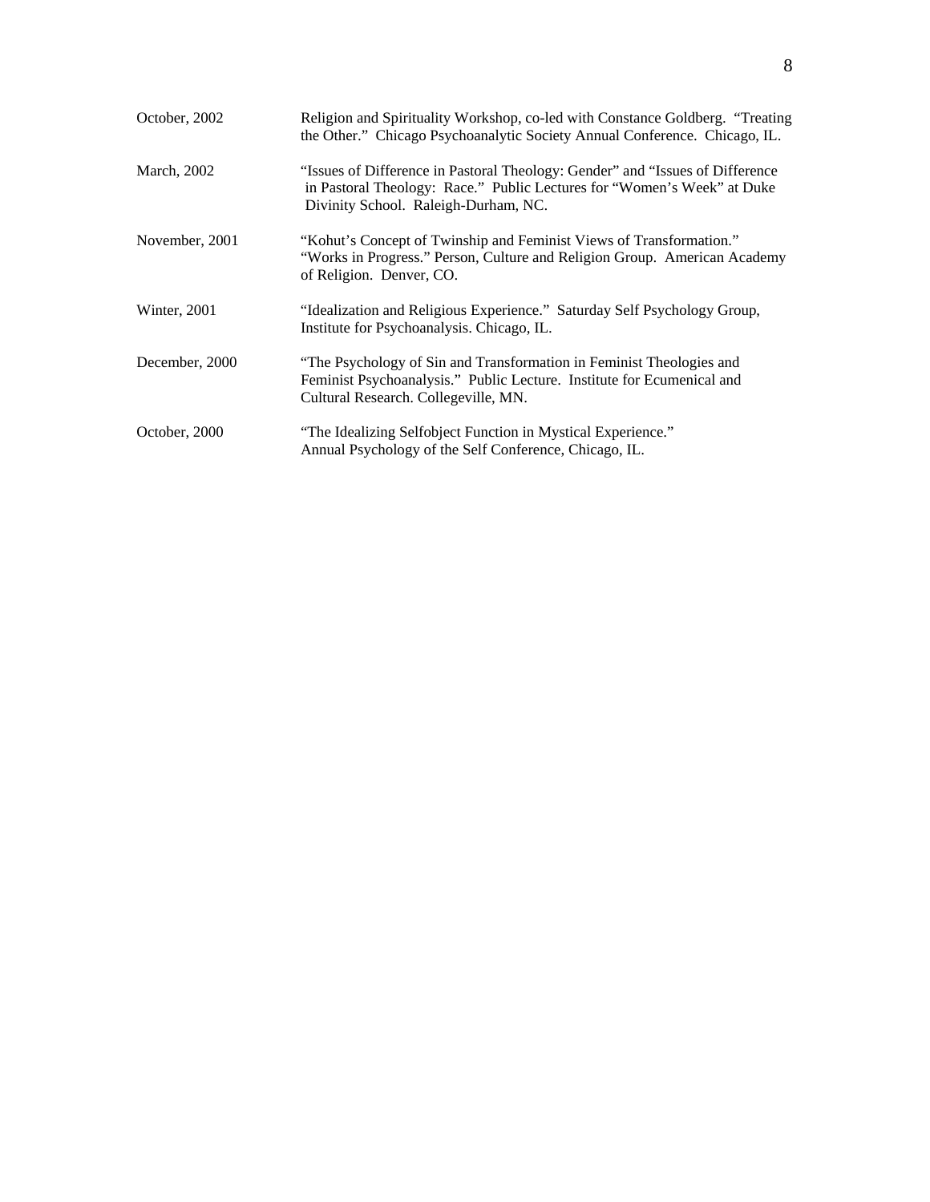| | |
|---|---|
| October, 2002 | Religion and Spirituality Workshop, co-led with Constance Goldberg. "Treating the Other." Chicago Psychoanalytic Society Annual Conference. Chicago, IL. |
| March, 2002 | "Issues of Difference in Pastoral Theology: Gender" and "Issues of Difference in Pastoral Theology: Race." Public Lectures for "Women's Week" at Duke Divinity School. Raleigh-Durham, NC. |
| November, 2001 | "Kohut's Concept of Twinship and Feminist Views of Transformation." "Works in Progress." Person, Culture and Religion Group. American Academy of Religion. Denver, CO. |
| Winter, 2001 | "Idealization and Religious Experience." Saturday Self Psychology Group, Institute for Psychoanalysis. Chicago, IL. |
| December, 2000 | "The Psychology of Sin and Transformation in Feminist Theologies and Feminist Psychoanalysis." Public Lecture. Institute for Ecumenical and Cultural Research. Collegeville, MN. |
| October, 2000 | "The Idealizing Selfobject Function in Mystical Experience." Annual Psychology of the Self Conference, Chicago, IL. |